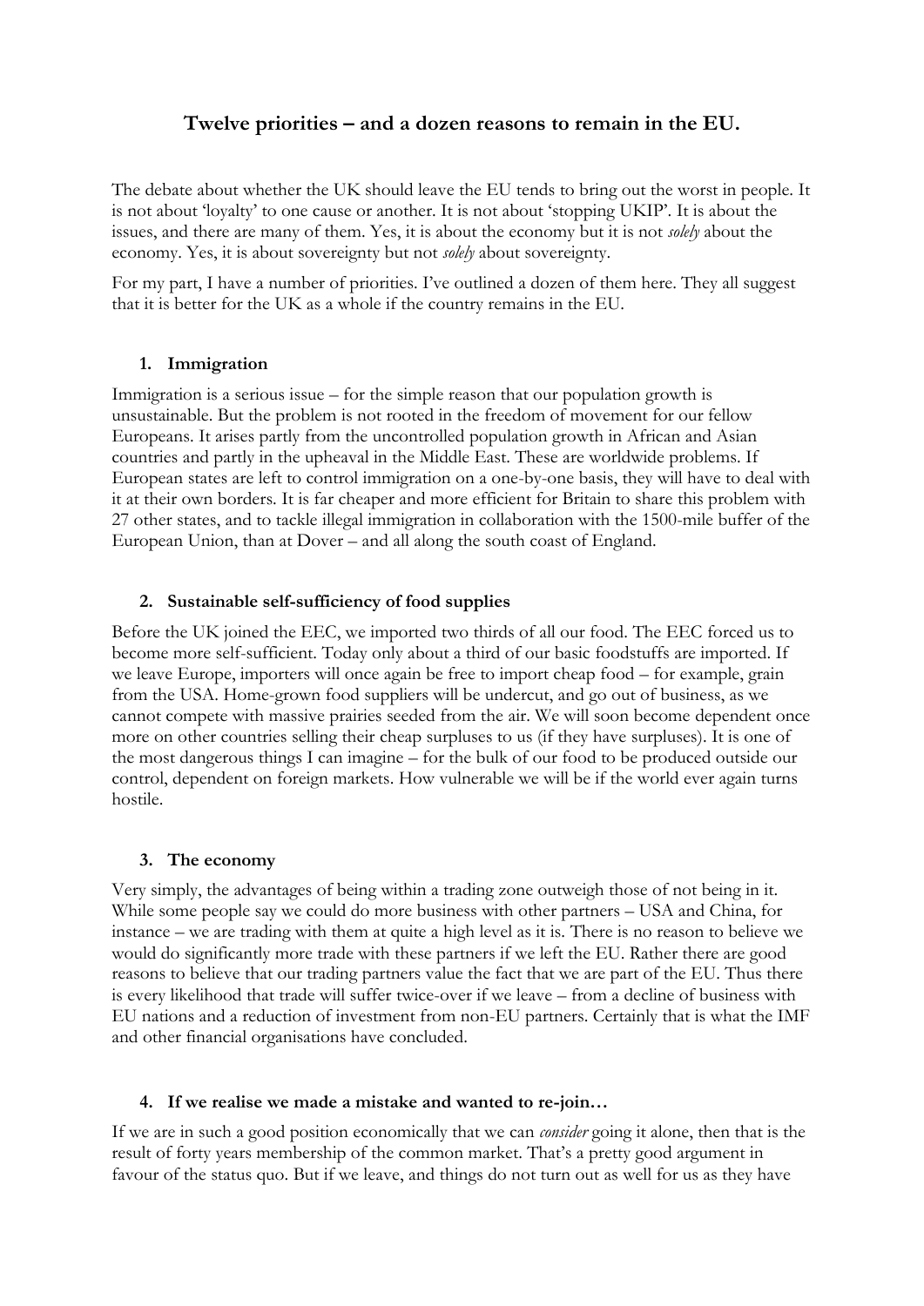# Twelve priorities – and a dozen reasons to remain in the EU.

The debate about whether the UK should leave the EU tends to bring out the worst in people. It is not about 'loyalty' to one cause or another. It is not about 'stopping UKIP'. It is about the issues, and there are many of them. Yes, it is about the economy but it is not *solely* about the economy. Yes, it is about sovereignty but not *solely* about sovereignty.

For my part, I have a number of priorities. I've outlined a dozen of them here. They all suggest that it is better for the UK as a whole if the country remains in the EU.

## 1. Immigration

Immigration is a serious issue – for the simple reason that our population growth is unsustainable. But the problem is not rooted in the freedom of movement for our fellow Europeans. It arises partly from the uncontrolled population growth in African and Asian countries and partly in the upheaval in the Middle East. These are worldwide problems. If European states are left to control immigration on a one-by-one basis, they will have to deal with it at their own borders. It is far cheaper and more efficient for Britain to share this problem with 27 other states, and to tackle illegal immigration in collaboration with the 1500-mile buffer of the European Union, than at Dover – and all along the south coast of England.

## 2. Sustainable self-sufficiency of food supplies

Before the UK joined the EEC, we imported two thirds of all our food. The EEC forced us to become more self-sufficient. Today only about a third of our basic foodstuffs are imported. If we leave Europe, importers will once again be free to import cheap food – for example, grain from the USA. Home-grown food suppliers will be undercut, and go out of business, as we cannot compete with massive prairies seeded from the air. We will soon become dependent once more on other countries selling their cheap surpluses to us (if they have surpluses). It is one of the most dangerous things I can imagine – for the bulk of our food to be produced outside our control, dependent on foreign markets. How vulnerable we will be if the world ever again turns hostile.

## 3. The economy

Very simply, the advantages of being within a trading zone outweigh those of not being in it. While some people say we could do more business with other partners – USA and China, for instance – we are trading with them at quite a high level as it is. There is no reason to believe we would do significantly more trade with these partners if we left the EU. Rather there are good reasons to believe that our trading partners value the fact that we are part of the EU. Thus there is every likelihood that trade will suffer twice-over if we leave – from a decline of business with EU nations and a reduction of investment from non-EU partners. Certainly that is what the IMF and other financial organisations have concluded.

## 4. If we realise we made a mistake and wanted to re-join…

If we are in such a good position economically that we can *consider* going it alone, then that is the result of forty years membership of the common market. That's a pretty good argument in favour of the status quo. But if we leave, and things do not turn out as well for us as they have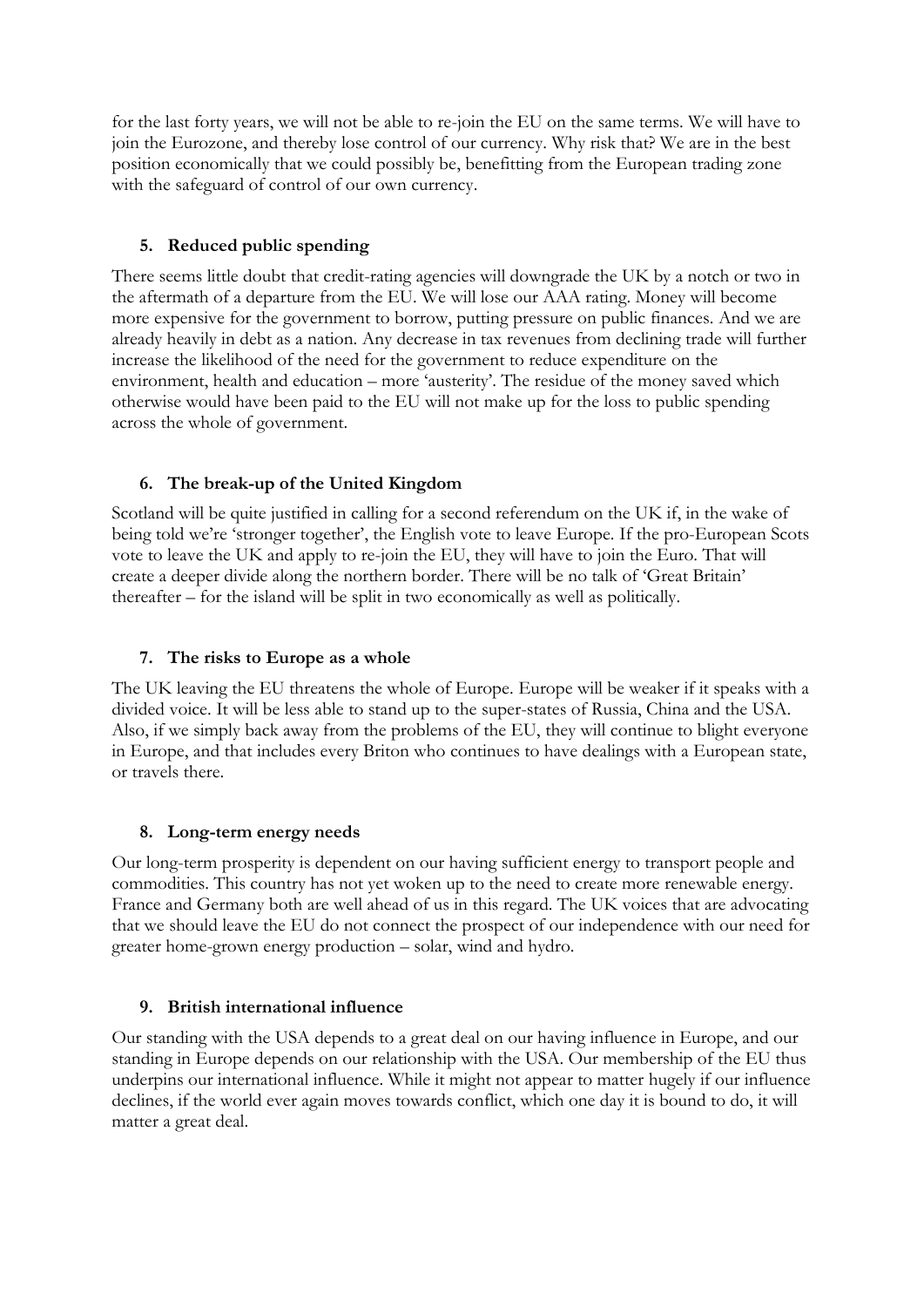for the last forty years, we will not be able to re-join the EU on the same terms. We will have to join the Eurozone, and thereby lose control of our currency. Why risk that? We are in the best position economically that we could possibly be, benefitting from the European trading zone with the safeguard of control of our own currency.

### 5. Reduced public spending

There seems little doubt that credit-rating agencies will downgrade the UK by a notch or two in the aftermath of a departure from the EU. We will lose our AAA rating. Money will become more expensive for the government to borrow, putting pressure on public finances. And we are already heavily in debt as a nation. Any decrease in tax revenues from declining trade will further increase the likelihood of the need for the government to reduce expenditure on the environment, health and education – more 'austerity'. The residue of the money saved which otherwise would have been paid to the EU will not make up for the loss to public spending across the whole of government.

### 6. The break-up of the United Kingdom

Scotland will be quite justified in calling for a second referendum on the UK if, in the wake of being told we're 'stronger together', the English vote to leave Europe. If the pro-European Scots vote to leave the UK and apply to re-join the EU, they will have to join the Euro. That will create a deeper divide along the northern border. There will be no talk of 'Great Britain' thereafter – for the island will be split in two economically as well as politically.

### 7. The risks to Europe as a whole

The UK leaving the EU threatens the whole of Europe. Europe will be weaker if it speaks with a divided voice. It will be less able to stand up to the super-states of Russia, China and the USA. Also, if we simply back away from the problems of the EU, they will continue to blight everyone in Europe, and that includes every Briton who continues to have dealings with a European state, or travels there.

### 8. Long-term energy needs

Our long-term prosperity is dependent on our having sufficient energy to transport people and commodities. This country has not yet woken up to the need to create more renewable energy. France and Germany both are well ahead of us in this regard. The UK voices that are advocating that we should leave the EU do not connect the prospect of our independence with our need for greater home-grown energy production – solar, wind and hydro.

### 9. British international influence

Our standing with the USA depends to a great deal on our having influence in Europe, and our standing in Europe depends on our relationship with the USA. Our membership of the EU thus underpins our international influence. While it might not appear to matter hugely if our influence declines, if the world ever again moves towards conflict, which one day it is bound to do, it will matter a great deal.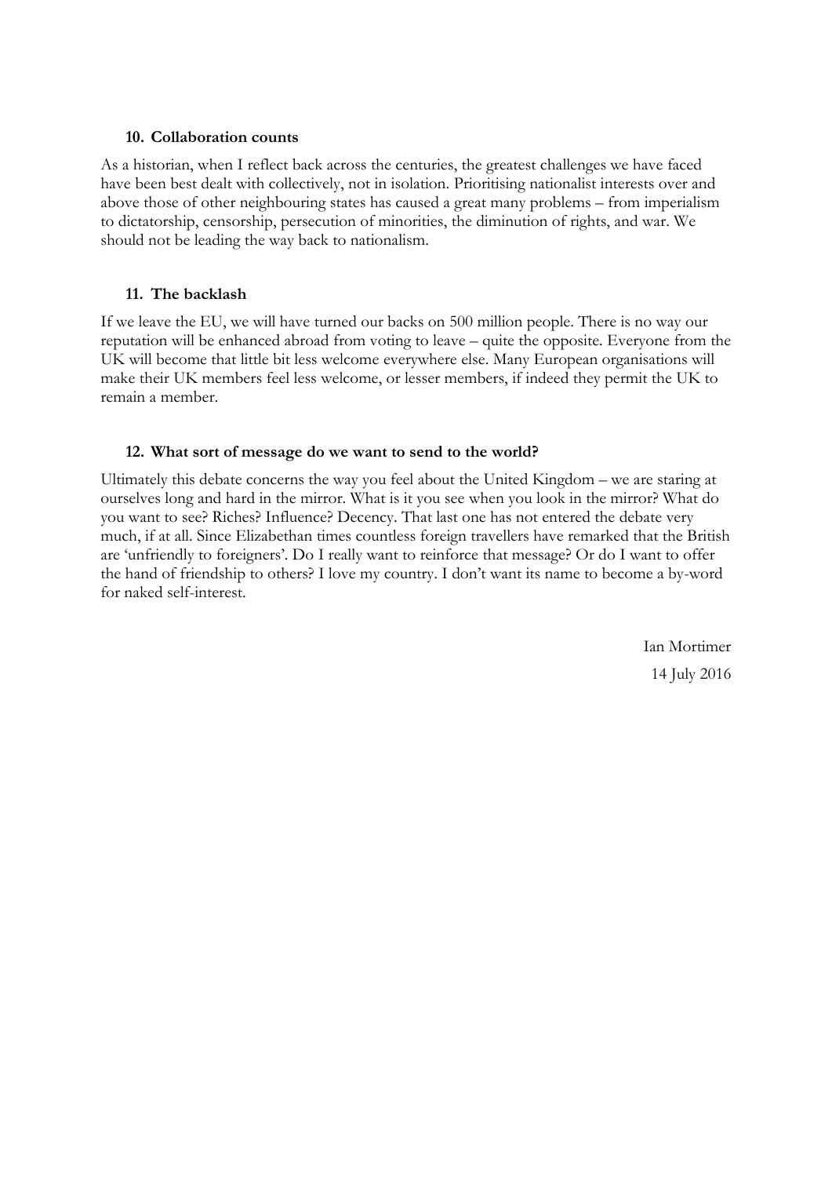### 10. Collaboration counts

As a historian, when I reflect back across the centuries, the greatest challenges we have faced have been best dealt with collectively, not in isolation. Prioritising nationalist interests over and above those of other neighbouring states has caused a great many problems – from imperialism to dictatorship, censorship, persecution of minorities, the diminution of rights, and war. We should not be leading the way back to nationalism.

### 11. The backlash

If we leave the EU, we will have turned our backs on 500 million people. There is no way our reputation will be enhanced abroad from voting to leave – quite the opposite. Everyone from the UK will become that little bit less welcome everywhere else. Many European organisations will make their UK members feel less welcome, or lesser members, if indeed they permit the UK to remain a member.

### 12. What sort of message do we want to send to the world?

Ultimately this debate concerns the way you feel about the United Kingdom – we are staring at ourselves long and hard in the mirror. What is it you see when you look in the mirror? What do you want to see? Riches? Influence? Decency. That last one has not entered the debate very much, if at all. Since Elizabethan times countless foreign travellers have remarked that the British are 'unfriendly to foreigners'. Do I really want to reinforce that message? Or do I want to offer the hand of friendship to others? I love my country. I don't want its name to become a by-word for naked self-interest.

Ian Mortimer

14 July 2016